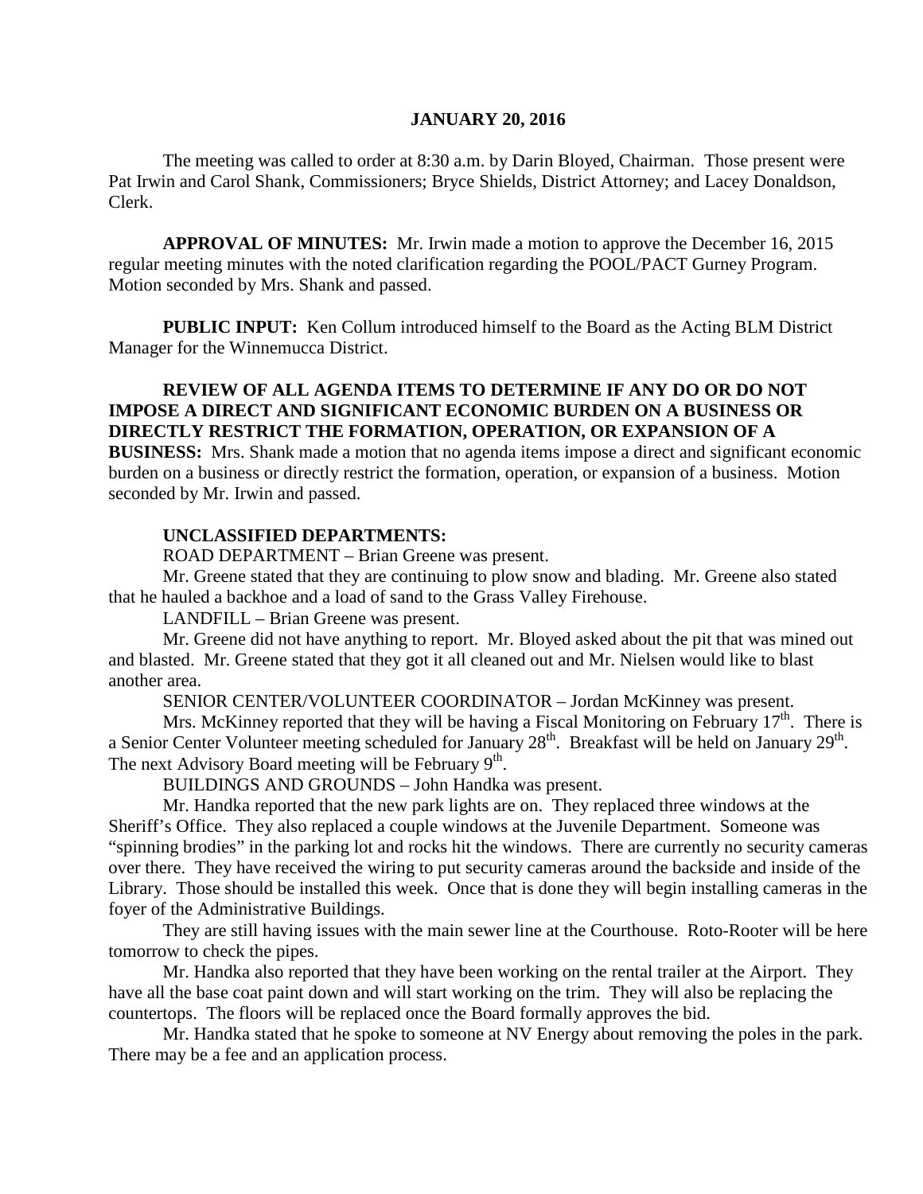**JANUARY 20, 2016**

The meeting was called to order at 8:30 a.m. by Darin Bloyed, Chairman. Those present were Pat Irwin and Carol Shank, Commissioners; Bryce Shields, District Attorney; and Lacey Donaldson, Clerk.

**APPROVAL OF MINUTES:** Mr. Irwin made a motion to approve the December 16, 2015 regular meeting minutes with the noted clarification regarding the POOL/PACT Gurney Program. Motion seconded by Mrs. Shank and passed.

**PUBLIC INPUT:** Ken Collum introduced himself to the Board as the Acting BLM District Manager for the Winnemucca District.

**REVIEW OF ALL AGENDA ITEMS TO DETERMINE IF ANY DO OR DO NOT IMPOSE A DIRECT AND SIGNIFICANT ECONOMIC BURDEN ON A BUSINESS OR DIRECTLY RESTRICT THE FORMATION, OPERATION, OR EXPANSION OF A BUSINESS:** Mrs. Shank made a motion that no agenda items impose a direct and significant economic burden on a business or directly restrict the formation, operation, or expansion of a business. Motion seconded by Mr. Irwin and passed.

**UNCLASSIFIED DEPARTMENTS:**

ROAD DEPARTMENT – Brian Greene was present.

Mr. Greene stated that they are continuing to plow snow and blading. Mr. Greene also stated that he hauled a backhoe and a load of sand to the Grass Valley Firehouse.

LANDFILL – Brian Greene was present.

Mr. Greene did not have anything to report. Mr. Bloyed asked about the pit that was mined out and blasted. Mr. Greene stated that they got it all cleaned out and Mr. Nielsen would like to blast another area.

SENIOR CENTER/VOLUNTEER COORDINATOR – Jordan McKinney was present.

Mrs. McKinney reported that they will be having a Fiscal Monitoring on February 17th. There is a Senior Center Volunteer meeting scheduled for January 28th. Breakfast will be held on January 29th. The next Advisory Board meeting will be February 9th.

BUILDINGS AND GROUNDS – John Handka was present.

Mr. Handka reported that the new park lights are on. They replaced three windows at the Sheriff's Office. They also replaced a couple windows at the Juvenile Department. Someone was "spinning brodies" in the parking lot and rocks hit the windows. There are currently no security cameras over there. They have received the wiring to put security cameras around the backside and inside of the Library. Those should be installed this week. Once that is done they will begin installing cameras in the foyer of the Administrative Buildings.

They are still having issues with the main sewer line at the Courthouse. Roto-Rooter will be here tomorrow to check the pipes.

Mr. Handka also reported that they have been working on the rental trailer at the Airport. They have all the base coat paint down and will start working on the trim. They will also be replacing the countertops. The floors will be replaced once the Board formally approves the bid.

Mr. Handka stated that he spoke to someone at NV Energy about removing the poles in the park. There may be a fee and an application process.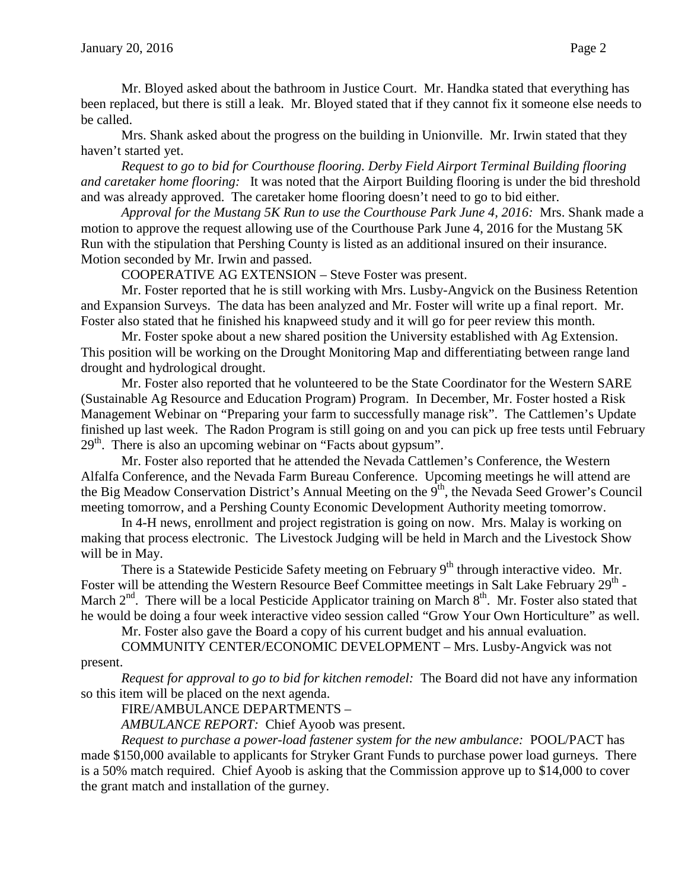Mr. Bloyed asked about the bathroom in Justice Court. Mr. Handka stated that everything has been replaced, but there is still a leak. Mr. Bloyed stated that if they cannot fix it someone else needs to be called.

Mrs. Shank asked about the progress on the building in Unionville. Mr. Irwin stated that they haven't started yet.

*Request to go to bid for Courthouse flooring. Derby Field Airport Terminal Building flooring and caretaker home flooring:* It was noted that the Airport Building flooring is under the bid threshold and was already approved. The caretaker home flooring doesn't need to go to bid either.

*Approval for the Mustang 5K Run to use the Courthouse Park June 4, 2016:* Mrs. Shank made a motion to approve the request allowing use of the Courthouse Park June 4, 2016 for the Mustang 5K Run with the stipulation that Pershing County is listed as an additional insured on their insurance. Motion seconded by Mr. Irwin and passed.

COOPERATIVE AG EXTENSION – Steve Foster was present.

Mr. Foster reported that he is still working with Mrs. Lusby-Angvick on the Business Retention and Expansion Surveys. The data has been analyzed and Mr. Foster will write up a final report. Mr. Foster also stated that he finished his knapweed study and it will go for peer review this month.

Mr. Foster spoke about a new shared position the University established with Ag Extension. This position will be working on the Drought Monitoring Map and differentiating between range land drought and hydrological drought.

Mr. Foster also reported that he volunteered to be the State Coordinator for the Western SARE (Sustainable Ag Resource and Education Program) Program. In December, Mr. Foster hosted a Risk Management Webinar on "Preparing your farm to successfully manage risk". The Cattlemen's Update finished up last week. The Radon Program is still going on and you can pick up free tests until February 29th. There is also an upcoming webinar on "Facts about gypsum".

Mr. Foster also reported that he attended the Nevada Cattlemen's Conference, the Western Alfalfa Conference, and the Nevada Farm Bureau Conference. Upcoming meetings he will attend are the Big Meadow Conservation District's Annual Meeting on the 9th, the Nevada Seed Grower's Council meeting tomorrow, and a Pershing County Economic Development Authority meeting tomorrow.

In 4-H news, enrollment and project registration is going on now. Mrs. Malay is working on making that process electronic. The Livestock Judging will be held in March and the Livestock Show will be in May.

There is a Statewide Pesticide Safety meeting on February 9th through interactive video. Mr. Foster will be attending the Western Resource Beef Committee meetings in Salt Lake February 29th - March 2nd. There will be a local Pesticide Applicator training on March 8th. Mr. Foster also stated that he would be doing a four week interactive video session called "Grow Your Own Horticulture" as well.

Mr. Foster also gave the Board a copy of his current budget and his annual evaluation.

COMMUNITY CENTER/ECONOMIC DEVELOPMENT – Mrs. Lusby-Angvick was not present.

*Request for approval to go to bid for kitchen remodel:* The Board did not have any information so this item will be placed on the next agenda.

FIRE/AMBULANCE DEPARTMENTS –

*AMBULANCE REPORT:* Chief Ayoob was present.

*Request to purchase a power-load fastener system for the new ambulance:* POOL/PACT has made $150,000 available to applicants for Stryker Grant Funds to purchase power load gurneys. There is a 50% match required. Chief Ayoob is asking that the Commission approve up to $14,000 to cover the grant match and installation of the gurney.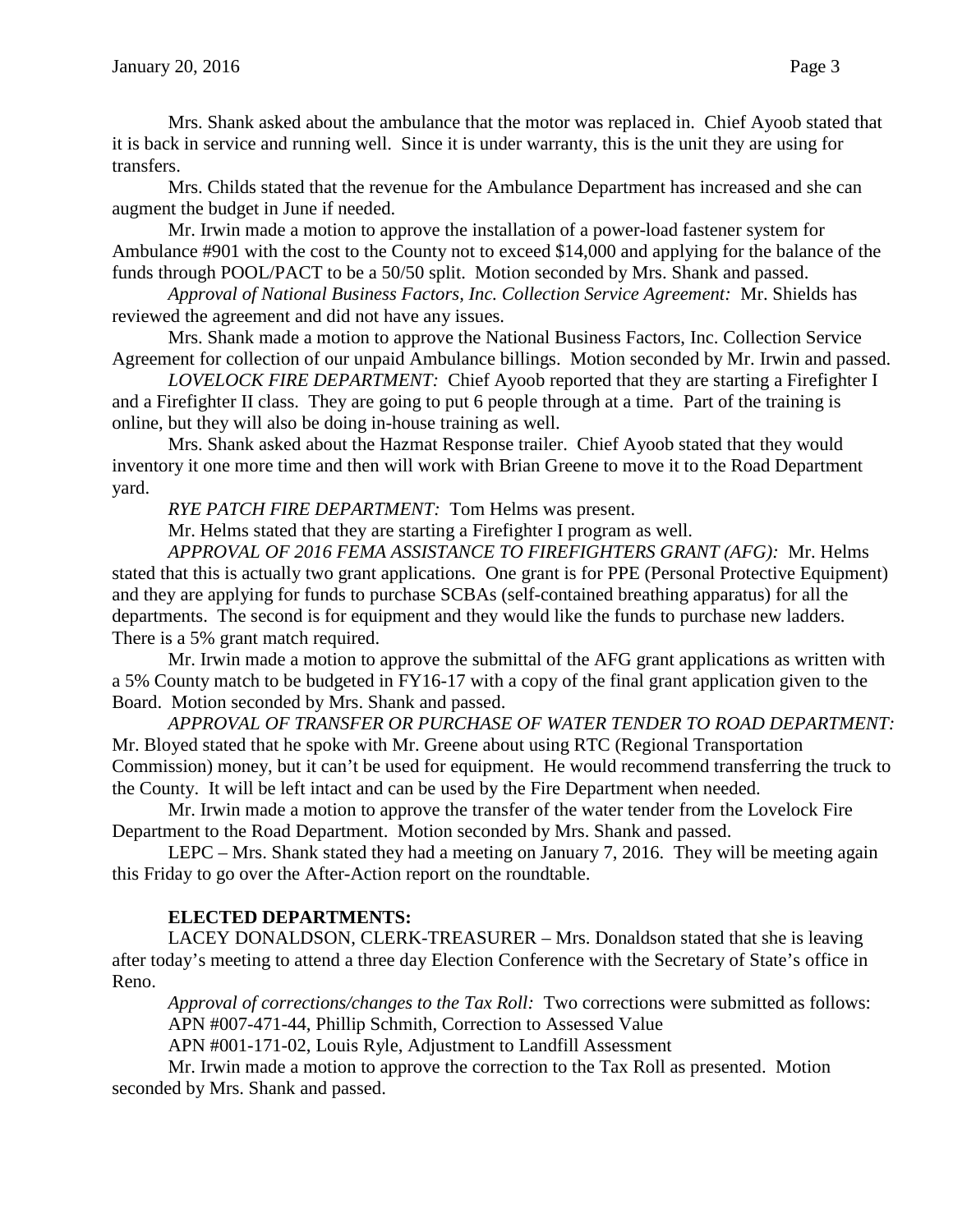Mrs. Shank asked about the ambulance that the motor was replaced in. Chief Ayoob stated that it is back in service and running well. Since it is under warranty, this is the unit they are using for transfers.

Mrs. Childs stated that the revenue for the Ambulance Department has increased and she can augment the budget in June if needed.

Mr. Irwin made a motion to approve the installation of a power-load fastener system for Ambulance #901 with the cost to the County not to exceed $14,000 and applying for the balance of the funds through POOL/PACT to be a 50/50 split. Motion seconded by Mrs. Shank and passed.

*Approval of National Business Factors, Inc. Collection Service Agreement:* Mr. Shields has reviewed the agreement and did not have any issues.

Mrs. Shank made a motion to approve the National Business Factors, Inc. Collection Service Agreement for collection of our unpaid Ambulance billings. Motion seconded by Mr. Irwin and passed.

*LOVELOCK FIRE DEPARTMENT:* Chief Ayoob reported that they are starting a Firefighter I and a Firefighter II class. They are going to put 6 people through at a time. Part of the training is online, but they will also be doing in-house training as well.

Mrs. Shank asked about the Hazmat Response trailer. Chief Ayoob stated that they would inventory it one more time and then will work with Brian Greene to move it to the Road Department yard.

*RYE PATCH FIRE DEPARTMENT:* Tom Helms was present.

Mr. Helms stated that they are starting a Firefighter I program as well.

*APPROVAL OF 2016 FEMA ASSISTANCE TO FIREFIGHTERS GRANT (AFG):* Mr. Helms stated that this is actually two grant applications. One grant is for PPE (Personal Protective Equipment) and they are applying for funds to purchase SCBAs (self-contained breathing apparatus) for all the departments. The second is for equipment and they would like the funds to purchase new ladders. There is a 5% grant match required.

Mr. Irwin made a motion to approve the submittal of the AFG grant applications as written with a 5% County match to be budgeted in FY16-17 with a copy of the final grant application given to the Board. Motion seconded by Mrs. Shank and passed.

*APPROVAL OF TRANSFER OR PURCHASE OF WATER TENDER TO ROAD DEPARTMENT:* Mr. Bloyed stated that he spoke with Mr. Greene about using RTC (Regional Transportation Commission) money, but it can't be used for equipment. He would recommend transferring the truck to the County. It will be left intact and can be used by the Fire Department when needed.

Mr. Irwin made a motion to approve the transfer of the water tender from the Lovelock Fire Department to the Road Department. Motion seconded by Mrs. Shank and passed.

LEPC – Mrs. Shank stated they had a meeting on January 7, 2016. They will be meeting again this Friday to go over the After-Action report on the roundtable.

**ELECTED DEPARTMENTS:**

LACEY DONALDSON, CLERK-TREASURER – Mrs. Donaldson stated that she is leaving after today's meeting to attend a three day Election Conference with the Secretary of State's office in Reno.

*Approval of corrections/changes to the Tax Roll:* Two corrections were submitted as follows:

APN #007-471-44, Phillip Schmith, Correction to Assessed Value

APN #001-171-02, Louis Ryle, Adjustment to Landfill Assessment

Mr. Irwin made a motion to approve the correction to the Tax Roll as presented. Motion seconded by Mrs. Shank and passed.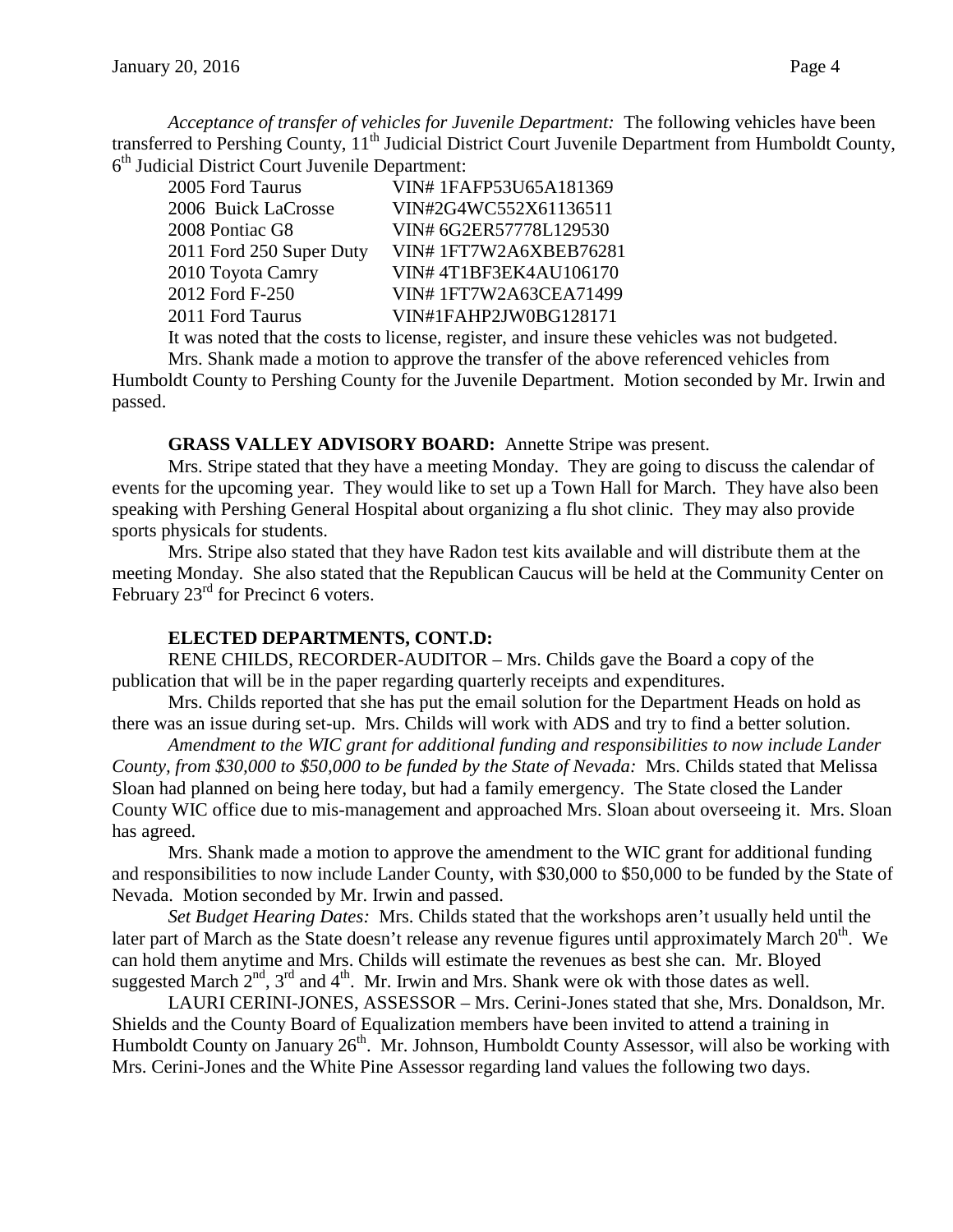*Acceptance of transfer of vehicles for Juvenile Department:* The following vehicles have been transferred to Pershing County, 11th Judicial District Court Juvenile Department from Humboldt County, 6th Judicial District Court Juvenile Department:

| | |
|---|---|
| 2005 Ford Taurus | VIN# 1FAFP53U65A181369 |
| 2006 Buick LaCrosse | VIN#2G4WC552X61136511 |
| 2008 Pontiac G8 | VIN# 6G2ER57778L129530 |
| 2011 Ford 250 Super Duty | VIN# 1FT7W2A6XBEB76281 |
| 2010 Toyota Camry | VIN# 4T1BF3EK4AU106170 |
| 2012 Ford F-250 | VIN# 1FT7W2A63CEA71499 |
| 2011 Ford Taurus | VIN#1FAHP2JW0BG128171 |

It was noted that the costs to license, register, and insure these vehicles was not budgeted.

Mrs. Shank made a motion to approve the transfer of the above referenced vehicles from Humboldt County to Pershing County for the Juvenile Department. Motion seconded by Mr. Irwin and passed.

**GRASS VALLEY ADVISORY BOARD:** Annette Stripe was present.

Mrs. Stripe stated that they have a meeting Monday. They are going to discuss the calendar of events for the upcoming year. They would like to set up a Town Hall for March. They have also been speaking with Pershing General Hospital about organizing a flu shot clinic. They may also provide sports physicals for students.

Mrs. Stripe also stated that they have Radon test kits available and will distribute them at the meeting Monday. She also stated that the Republican Caucus will be held at the Community Center on February 23rd for Precinct 6 voters.

**ELECTED DEPARTMENTS, CONT.D:**

RENE CHILDS, RECORDER-AUDITOR – Mrs. Childs gave the Board a copy of the publication that will be in the paper regarding quarterly receipts and expenditures.

Mrs. Childs reported that she has put the email solution for the Department Heads on hold as there was an issue during set-up. Mrs. Childs will work with ADS and try to find a better solution.

*Amendment to the WIC grant for additional funding and responsibilities to now include Lander County, from $30,000 to $50,000 to be funded by the State of Nevada:* Mrs. Childs stated that Melissa Sloan had planned on being here today, but had a family emergency. The State closed the Lander County WIC office due to mis-management and approached Mrs. Sloan about overseeing it. Mrs. Sloan has agreed.

Mrs. Shank made a motion to approve the amendment to the WIC grant for additional funding and responsibilities to now include Lander County, with $30,000 to $50,000 to be funded by the State of Nevada. Motion seconded by Mr. Irwin and passed.

*Set Budget Hearing Dates:* Mrs. Childs stated that the workshops aren't usually held until the later part of March as the State doesn't release any revenue figures until approximately March 20th. We can hold them anytime and Mrs. Childs will estimate the revenues as best she can. Mr. Bloyed suggested March 2nd, 3rd and 4th. Mr. Irwin and Mrs. Shank were ok with those dates as well.

LAURI CERINI-JONES, ASSESSOR – Mrs. Cerini-Jones stated that she, Mrs. Donaldson, Mr. Shields and the County Board of Equalization members have been invited to attend a training in Humboldt County on January 26th. Mr. Johnson, Humboldt County Assessor, will also be working with Mrs. Cerini-Jones and the White Pine Assessor regarding land values the following two days.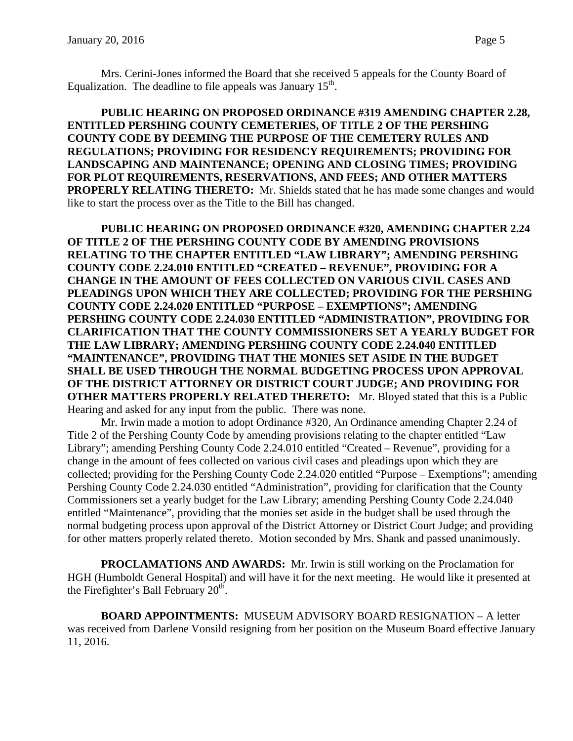Mrs. Cerini-Jones informed the Board that she received 5 appeals for the County Board of Equalization. The deadline to file appeals was January 15th.

**PUBLIC HEARING ON PROPOSED ORDINANCE #319 AMENDING CHAPTER 2.28, ENTITLED PERSHING COUNTY CEMETERIES, OF TITLE 2 OF THE PERSHING COUNTY CODE BY DEEMING THE PURPOSE OF THE CEMETERY RULES AND REGULATIONS; PROVIDING FOR RESIDENCY REQUIREMENTS; PROVIDING FOR LANDSCAPING AND MAINTENANCE; OPENING AND CLOSING TIMES; PROVIDING FOR PLOT REQUIREMENTS, RESERVATIONS, AND FEES; AND OTHER MATTERS PROPERLY RELATING THERETO:** Mr. Shields stated that he has made some changes and would like to start the process over as the Title to the Bill has changed.

**PUBLIC HEARING ON PROPOSED ORDINANCE #320, AMENDING CHAPTER 2.24 OF TITLE 2 OF THE PERSHING COUNTY CODE BY AMENDING PROVISIONS RELATING TO THE CHAPTER ENTITLED "LAW LIBRARY"; AMENDING PERSHING COUNTY CODE 2.24.010 ENTITLED "CREATED – REVENUE", PROVIDING FOR A CHANGE IN THE AMOUNT OF FEES COLLECTED ON VARIOUS CIVIL CASES AND PLEADINGS UPON WHICH THEY ARE COLLECTED; PROVIDING FOR THE PERSHING COUNTY CODE 2.24.020 ENTITLED "PURPOSE – EXEMPTIONS"; AMENDING PERSHING COUNTY CODE 2.24.030 ENTITLED "ADMINISTRATION", PROVIDING FOR CLARIFICATION THAT THE COUNTY COMMISSIONERS SET A YEARLY BUDGET FOR THE LAW LIBRARY; AMENDING PERSHING COUNTY CODE 2.24.040 ENTITLED "MAINTENANCE", PROVIDING THAT THE MONIES SET ASIDE IN THE BUDGET SHALL BE USED THROUGH THE NORMAL BUDGETING PROCESS UPON APPROVAL OF THE DISTRICT ATTORNEY OR DISTRICT COURT JUDGE; AND PROVIDING FOR OTHER MATTERS PROPERLY RELATED THERETO:** Mr. Bloyed stated that this is a Public Hearing and asked for any input from the public. There was none.

Mr. Irwin made a motion to adopt Ordinance #320, An Ordinance amending Chapter 2.24 of Title 2 of the Pershing County Code by amending provisions relating to the chapter entitled "Law Library"; amending Pershing County Code 2.24.010 entitled "Created – Revenue", providing for a change in the amount of fees collected on various civil cases and pleadings upon which they are collected; providing for the Pershing County Code 2.24.020 entitled "Purpose – Exemptions"; amending Pershing County Code 2.24.030 entitled "Administration", providing for clarification that the County Commissioners set a yearly budget for the Law Library; amending Pershing County Code 2.24.040 entitled "Maintenance", providing that the monies set aside in the budget shall be used through the normal budgeting process upon approval of the District Attorney or District Court Judge; and providing for other matters properly related thereto. Motion seconded by Mrs. Shank and passed unanimously.

**PROCLAMATIONS AND AWARDS:** Mr. Irwin is still working on the Proclamation for HGH (Humboldt General Hospital) and will have it for the next meeting. He would like it presented at the Firefighter's Ball February 20th.

**BOARD APPOINTMENTS:** MUSEUM ADVISORY BOARD RESIGNATION – A letter was received from Darlene Vonsild resigning from her position on the Museum Board effective January 11, 2016.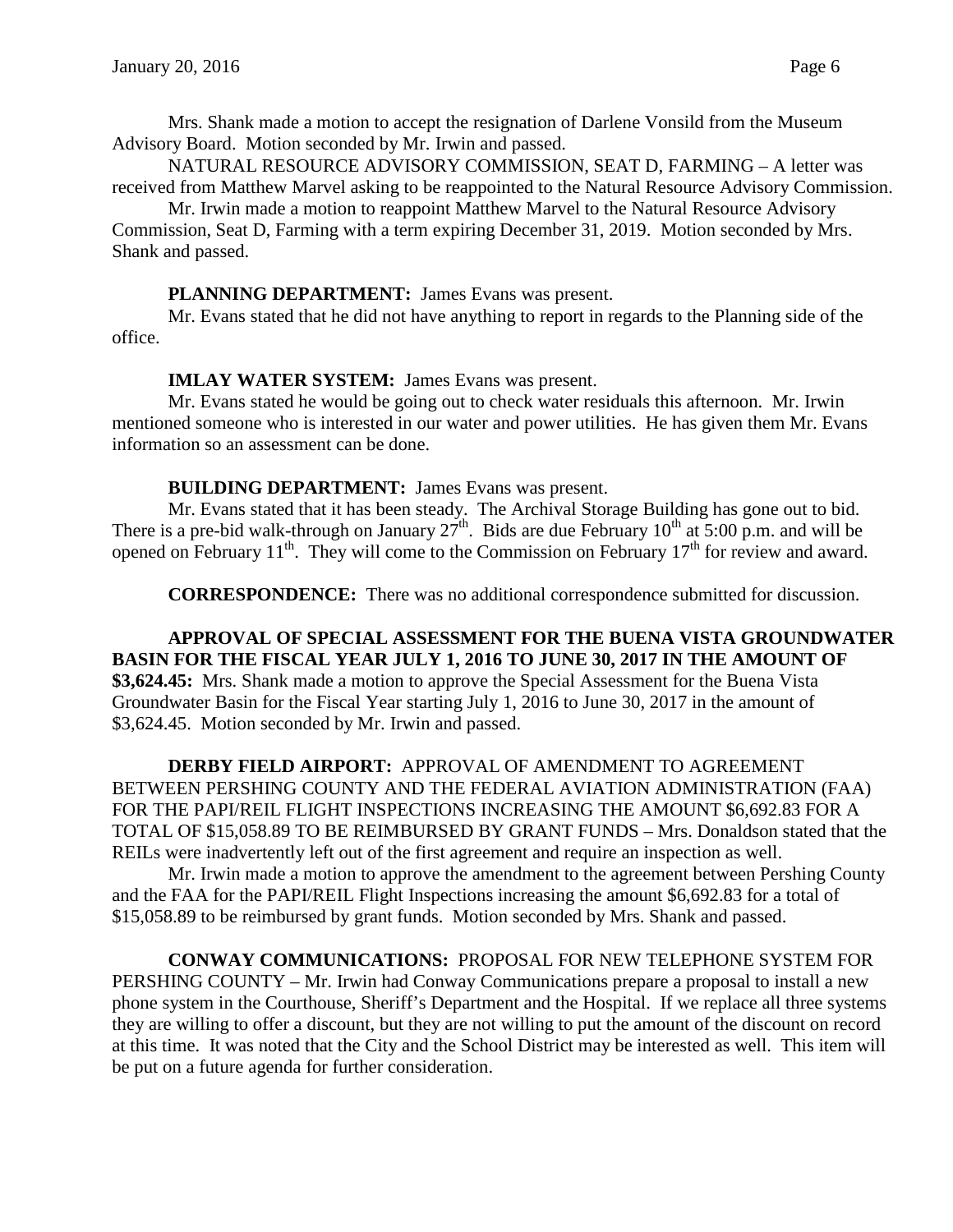Mrs. Shank made a motion to accept the resignation of Darlene Vonsild from the Museum Advisory Board. Motion seconded by Mr. Irwin and passed.

NATURAL RESOURCE ADVISORY COMMISSION, SEAT D, FARMING – A letter was received from Matthew Marvel asking to be reappointed to the Natural Resource Advisory Commission.

Mr. Irwin made a motion to reappoint Matthew Marvel to the Natural Resource Advisory Commission, Seat D, Farming with a term expiring December 31, 2019. Motion seconded by Mrs. Shank and passed.

**PLANNING DEPARTMENT:** James Evans was present.

Mr. Evans stated that he did not have anything to report in regards to the Planning side of the office.

**IMLAY WATER SYSTEM:** James Evans was present.

Mr. Evans stated he would be going out to check water residuals this afternoon. Mr. Irwin mentioned someone who is interested in our water and power utilities. He has given them Mr. Evans information so an assessment can be done.

**BUILDING DEPARTMENT:** James Evans was present.

Mr. Evans stated that it has been steady. The Archival Storage Building has gone out to bid. There is a pre-bid walk-through on January 27th. Bids are due February 10th at 5:00 p.m. and will be opened on February 11th. They will come to the Commission on February 17th for review and award.

**CORRESPONDENCE:** There was no additional correspondence submitted for discussion.

**APPROVAL OF SPECIAL ASSESSMENT FOR THE BUENA VISTA GROUNDWATER BASIN FOR THE FISCAL YEAR JULY 1, 2016 TO JUNE 30, 2017 IN THE AMOUNT OF $3,624.45:** Mrs. Shank made a motion to approve the Special Assessment for the Buena Vista Groundwater Basin for the Fiscal Year starting July 1, 2016 to June 30, 2017 in the amount of $3,624.45. Motion seconded by Mr. Irwin and passed.

**DERBY FIELD AIRPORT:** APPROVAL OF AMENDMENT TO AGREEMENT BETWEEN PERSHING COUNTY AND THE FEDERAL AVIATION ADMINISTRATION (FAA) FOR THE PAPI/REIL FLIGHT INSPECTIONS INCREASING THE AMOUNT $6,692.83 FOR A TOTAL OF $15,058.89 TO BE REIMBURSED BY GRANT FUNDS – Mrs. Donaldson stated that the REILs were inadvertently left out of the first agreement and require an inspection as well.

Mr. Irwin made a motion to approve the amendment to the agreement between Pershing County and the FAA for the PAPI/REIL Flight Inspections increasing the amount $6,692.83 for a total of $15,058.89 to be reimbursed by grant funds. Motion seconded by Mrs. Shank and passed.

**CONWAY COMMUNICATIONS:** PROPOSAL FOR NEW TELEPHONE SYSTEM FOR PERSHING COUNTY – Mr. Irwin had Conway Communications prepare a proposal to install a new phone system in the Courthouse, Sheriff's Department and the Hospital. If we replace all three systems they are willing to offer a discount, but they are not willing to put the amount of the discount on record at this time. It was noted that the City and the School District may be interested as well. This item will be put on a future agenda for further consideration.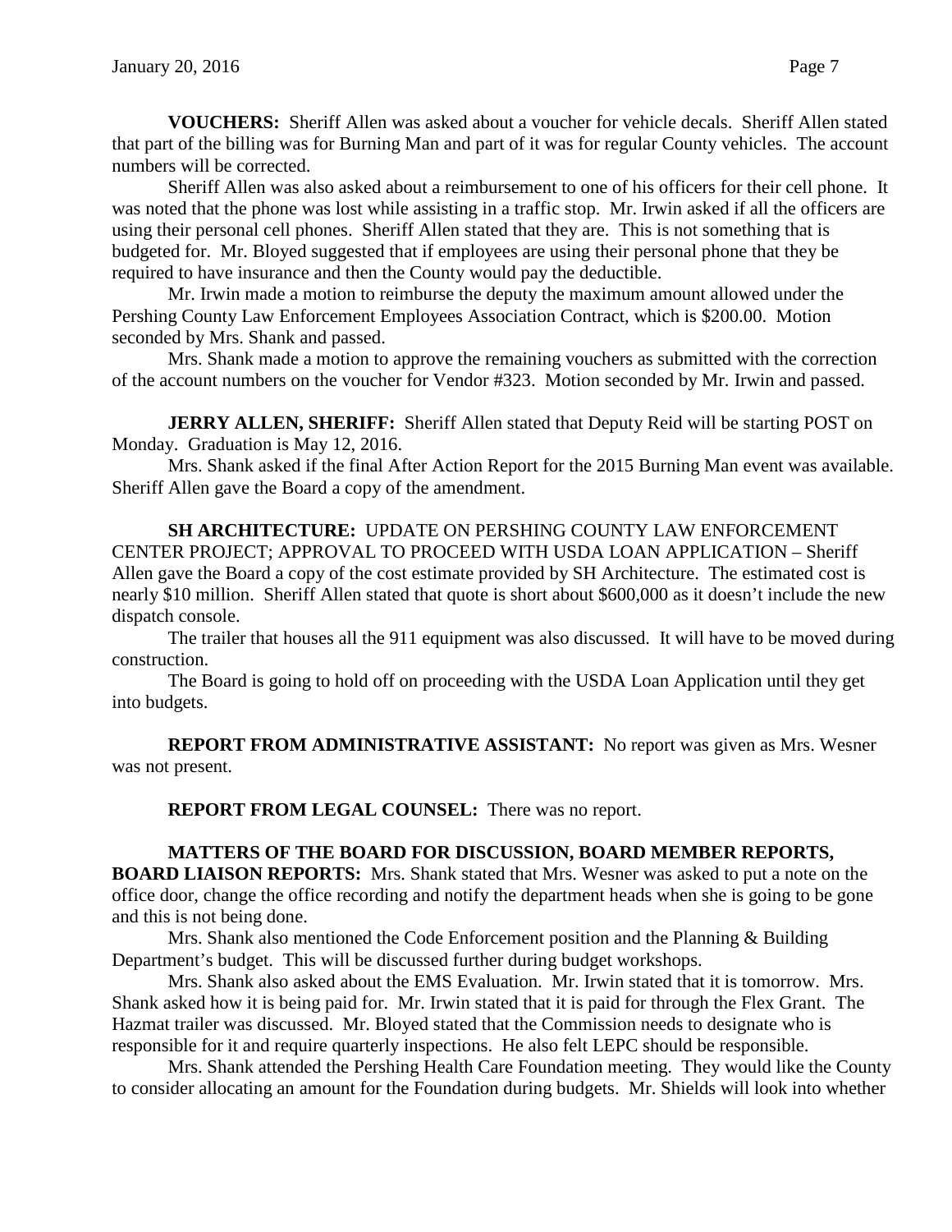**VOUCHERS:** Sheriff Allen was asked about a voucher for vehicle decals. Sheriff Allen stated that part of the billing was for Burning Man and part of it was for regular County vehicles. The account numbers will be corrected.

Sheriff Allen was also asked about a reimbursement to one of his officers for their cell phone. It was noted that the phone was lost while assisting in a traffic stop. Mr. Irwin asked if all the officers are using their personal cell phones. Sheriff Allen stated that they are. This is not something that is budgeted for. Mr. Bloyed suggested that if employees are using their personal phone that they be required to have insurance and then the County would pay the deductible.

Mr. Irwin made a motion to reimburse the deputy the maximum amount allowed under the Pershing County Law Enforcement Employees Association Contract, which is $200.00. Motion seconded by Mrs. Shank and passed.

Mrs. Shank made a motion to approve the remaining vouchers as submitted with the correction of the account numbers on the voucher for Vendor #323. Motion seconded by Mr. Irwin and passed.

**JERRY ALLEN, SHERIFF:** Sheriff Allen stated that Deputy Reid will be starting POST on Monday. Graduation is May 12, 2016.

Mrs. Shank asked if the final After Action Report for the 2015 Burning Man event was available. Sheriff Allen gave the Board a copy of the amendment.

**SH ARCHITECTURE:** UPDATE ON PERSHING COUNTY LAW ENFORCEMENT CENTER PROJECT; APPROVAL TO PROCEED WITH USDA LOAN APPLICATION – Sheriff Allen gave the Board a copy of the cost estimate provided by SH Architecture. The estimated cost is nearly $10 million. Sheriff Allen stated that quote is short about $600,000 as it doesn't include the new dispatch console.

The trailer that houses all the 911 equipment was also discussed. It will have to be moved during construction.

The Board is going to hold off on proceeding with the USDA Loan Application until they get into budgets.

**REPORT FROM ADMINISTRATIVE ASSISTANT:** No report was given as Mrs. Wesner was not present.

**REPORT FROM LEGAL COUNSEL:** There was no report.

**MATTERS OF THE BOARD FOR DISCUSSION, BOARD MEMBER REPORTS, BOARD LIAISON REPORTS:** Mrs. Shank stated that Mrs. Wesner was asked to put a note on the office door, change the office recording and notify the department heads when she is going to be gone and this is not being done.

Mrs. Shank also mentioned the Code Enforcement position and the Planning & Building Department's budget. This will be discussed further during budget workshops.

Mrs. Shank also asked about the EMS Evaluation. Mr. Irwin stated that it is tomorrow. Mrs. Shank asked how it is being paid for. Mr. Irwin stated that it is paid for through the Flex Grant. The Hazmat trailer was discussed. Mr. Bloyed stated that the Commission needs to designate who is responsible for it and require quarterly inspections. He also felt LEPC should be responsible.

Mrs. Shank attended the Pershing Health Care Foundation meeting. They would like the County to consider allocating an amount for the Foundation during budgets. Mr. Shields will look into whether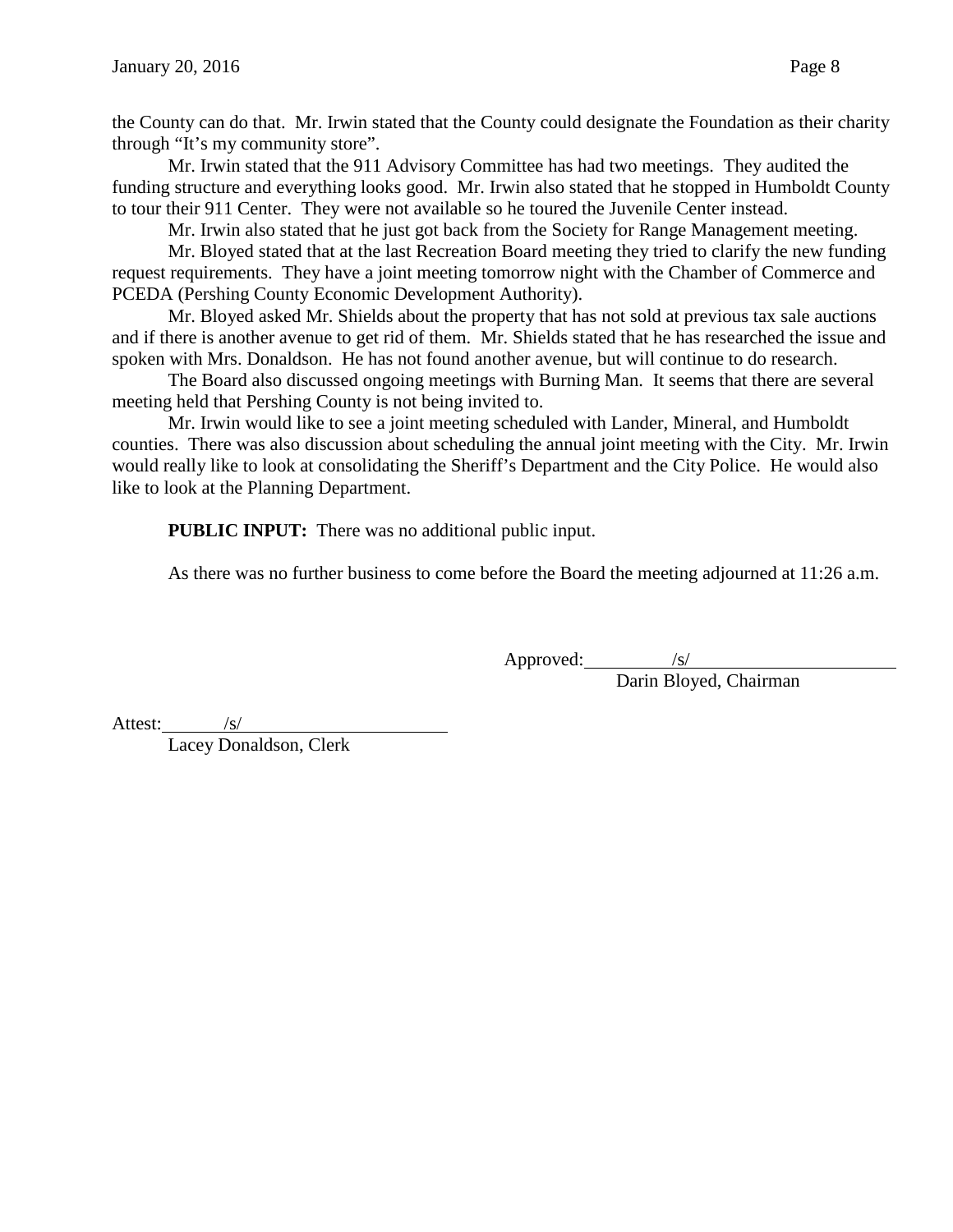the County can do that. Mr. Irwin stated that the County could designate the Foundation as their charity through "It's my community store".

Mr. Irwin stated that the 911 Advisory Committee has had two meetings. They audited the funding structure and everything looks good. Mr. Irwin also stated that he stopped in Humboldt County to tour their 911 Center. They were not available so he toured the Juvenile Center instead.

Mr. Irwin also stated that he just got back from the Society for Range Management meeting.

Mr. Bloyed stated that at the last Recreation Board meeting they tried to clarify the new funding request requirements. They have a joint meeting tomorrow night with the Chamber of Commerce and PCEDA (Pershing County Economic Development Authority).

Mr. Bloyed asked Mr. Shields about the property that has not sold at previous tax sale auctions and if there is another avenue to get rid of them. Mr. Shields stated that he has researched the issue and spoken with Mrs. Donaldson. He has not found another avenue, but will continue to do research.

The Board also discussed ongoing meetings with Burning Man. It seems that there are several meeting held that Pershing County is not being invited to.

Mr. Irwin would like to see a joint meeting scheduled with Lander, Mineral, and Humboldt counties. There was also discussion about scheduling the annual joint meeting with the City. Mr. Irwin would really like to look at consolidating the Sheriff's Department and the City Police. He would also like to look at the Planning Department.

**PUBLIC INPUT:** There was no additional public input.

As there was no further business to come before the Board the meeting adjourned at 11:26 a.m.

Approved: /s/
Darin Bloyed, Chairman

Attest: /s/
Lacey Donaldson, Clerk